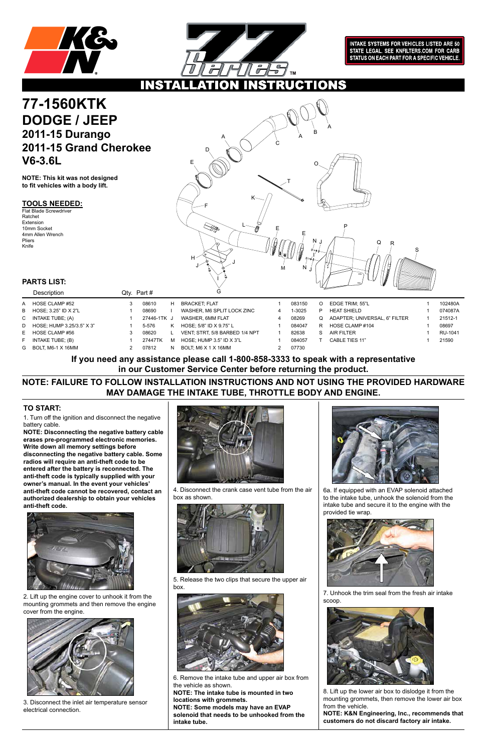INTAKE SYSTEMS FOR VEHICLES LISTED ARE 50 STATE LEGAL. SEE KNFILTERS.COM FOR CARB STATUS ON EACH PART FOR A SPECIFIC VEHICLE.

# INSTALLATION INSTRUCTIONS

# 77-1560KTK
# DODGE / JEEP
## 2011-15 Durango
## 2011-15 Grand Cherokee
## V6-3.6L

**NOTE: This kit was not designed to fit vehicles with a body lift.**

### TOOLS NEEDED:

Flat Blade Screwdriver
Ratchet
Extension
10mm Socket
4mm Allen Wrench
Pliers
Knife

### PARTS LIST:

| | Description | Qty. | Part # | | Description | Qty. | Part # | | Description | Qty. | Part # |
|---|---|---|---|---|---|---|---|---|---|---|---|
| A | HOSE CLAMP #52 | 3 | 08610 | H | BRACKET; FLAT | 1 | 083150 | O | EDGE TRIM; 55"L | 1 | 102480A |
| B | HOSE; 3.25" ID X 2"L | 1 | 08690 | I | WASHER, M6 SPLIT LOCK ZINC | 4 | 1-3025 | P | HEAT SHIELD | 1 | 074087A |
| C | INTAKE TUBE; (A) | 1 | 27446-1TK | J | WASHER, 6MM FLAT | 4 | 08269 | Q | ADAPTER; UNIVERSAL, 6" FILTER | 1 | 21512-1 |
| D | HOSE; HUMP 3.25/3.5" X 3" | 1 | 5-576 | K | HOSE; 5/8" ID X 9.75" L | 1 | 084047 | R | HOSE CLAMP #104 | 1 | 08697 |
| E | HOSE CLAMP #56 | 3 | 08620 | L | VENT; STRT, 5/8 BARBED 1/4 NPT | 1 | 82638 | S | AIR FILTER | 1 | RU-1041 |
| F | INTAKE TUBE; (B) | 1 | 27447TK | M | HOSE; HUMP 3.5" ID X 3"L | 1 | 084057 | T | CABLE TIES 11" | 1 | 21590 |
| G | BOLT, M6-1 X 16MM | 2 | 07812 | N | BOLT; M6 X 1 X 16MM | 2 | 07730 | | | | |

**If you need any assistance please call 1-800-858-3333 to speak with a representative in our Customer Service Center before returning the product.**

**NOTE: FAILURE TO FOLLOW INSTALLATION INSTRUCTIONS AND NOT USING THE PROVIDED HARDWARE MAY DAMAGE THE INTAKE TUBE, THROTTLE BODY AND ENGINE.**

### TO START:

1. Turn off the ignition and disconnect the negative battery cable.

**NOTE: Disconnecting the negative battery cable erases pre-programmed electronic memories. Write down all memory settings before disconnecting the negative battery cable. Some radios will require an anti-theft code to be entered after the battery is reconnected. The anti-theft code is typically supplied with your owner's manual. In the event your vehicles' anti-theft code cannot be recovered, contact an authorized dealership to obtain your vehicles anti-theft code.**

2. Lift up the engine cover to unhook it from the mounting grommets and then remove the engine cover from the engine.

3. Disconnect the inlet air temperature sensor electrical connection.

4. Disconnect the crank case vent tube from the air box as shown.

5. Release the two clips that secure the upper air box.

6. Remove the intake tube and upper air box from the vehicle as shown.

**NOTE: The intake tube is mounted in two locations with grommets.**

**NOTE: Some models may have an EVAP solenoid that needs to be unhooked from the intake tube.**

6a. If equipped with an EVAP solenoid attached to the intake tube, unhook the solenoid from the intake tube and secure it to the engine with the provided tie wrap.

7. Unhook the trim seal from the fresh air intake scoop.

8. Lift up the lower air box to dislodge it from the mounting grommets, then remove the lower air box from the vehicle.

**NOTE: K&N Engineering, Inc., recommends that customers do not discard factory air intake.**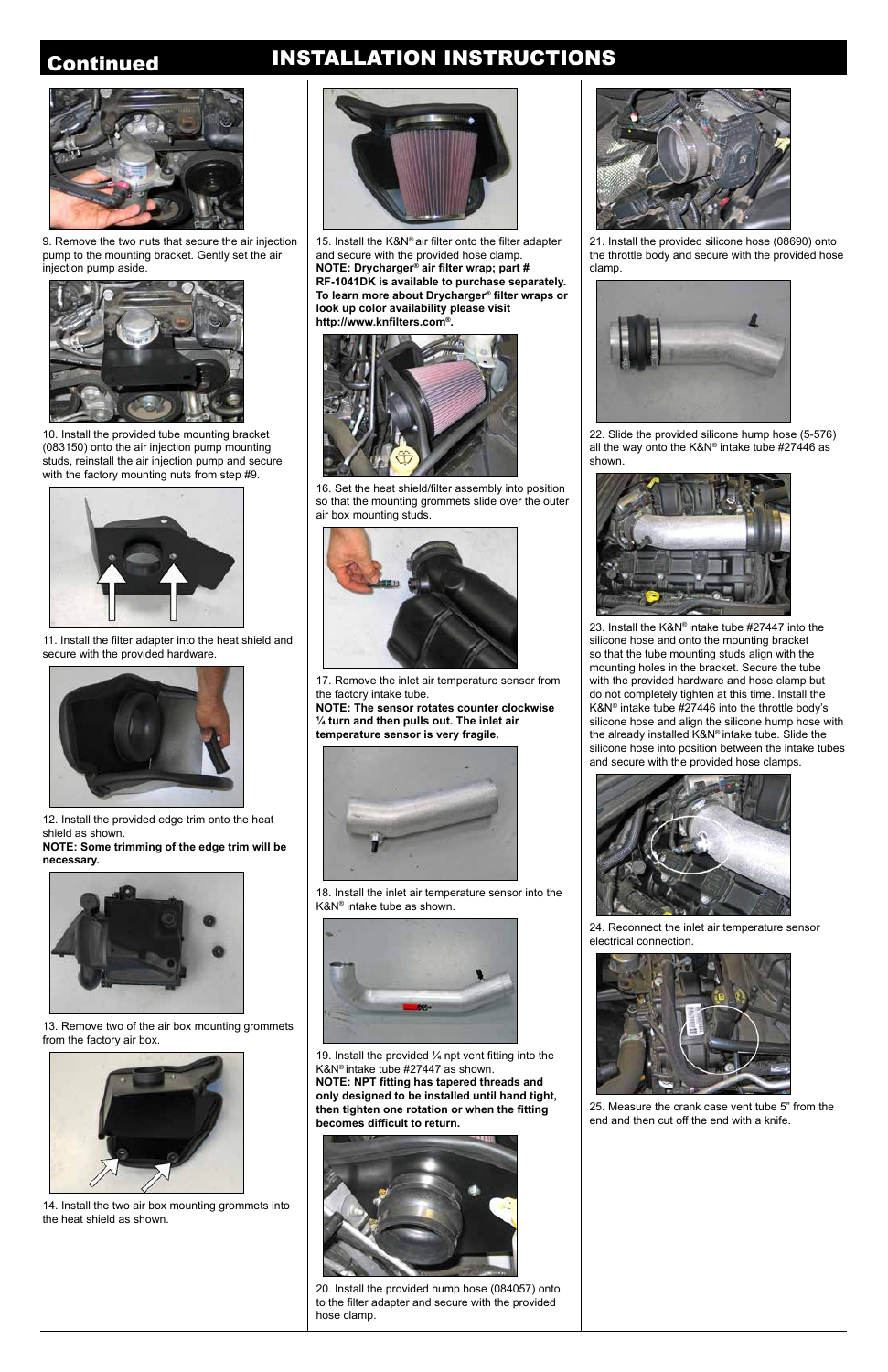## Continued

# INSTALLATION INSTRUCTIONS

9. Remove the two nuts that secure the air injection pump to the mounting bracket. Gently set the air injection pump aside.

10. Install the provided tube mounting bracket (083150) onto the air injection pump mounting studs, reinstall the air injection pump and secure with the factory mounting nuts from step #9.

11. Install the filter adapter into the heat shield and secure with the provided hardware.

12. Install the provided edge trim onto the heat shield as shown.
**NOTE: Some trimming of the edge trim will be necessary.**

13. Remove two of the air box mounting grommets from the factory air box.

14. Install the two air box mounting grommets into the heat shield as shown.

15. Install the K&N® air filter onto the filter adapter and secure with the provided hose clamp.
**NOTE: Drycharger® air filter wrap; part # RF-1041DK is available to purchase separately. To learn more about Drycharger® filter wraps or look up color availability please visit http://www.knfilters.com®.**

16. Set the heat shield/filter assembly into position so that the mounting grommets slide over the outer air box mounting studs.

17. Remove the inlet air temperature sensor from the factory intake tube.
**NOTE: The sensor rotates counter clockwise ¼ turn and then pulls out. The inlet air temperature sensor is very fragile.**

18. Install the inlet air temperature sensor into the K&N® intake tube as shown.

19. Install the provided ¼ npt vent fitting into the K&N® intake tube #27447 as shown.
**NOTE: NPT fitting has tapered threads and only designed to be installed until hand tight, then tighten one rotation or when the fitting becomes difficult to return.**

20. Install the provided hump hose (084057) onto to the filter adapter and secure with the provided hose clamp.

21. Install the provided silicone hose (08690) onto the throttle body and secure with the provided hose clamp.

22. Slide the provided silicone hump hose (5-576) all the way onto the K&N® intake tube #27446 as shown.

23. Install the K&N® intake tube #27447 into the silicone hose and onto the mounting bracket so that the tube mounting studs align with the mounting holes in the bracket. Secure the tube with the provided hardware and hose clamp but do not completely tighten at this time. Install the K&N® intake tube #27446 into the throttle body's silicone hose and align the silicone hump hose with the already installed K&N® intake tube. Slide the silicone hose into position between the intake tubes and secure with the provided hose clamps.

24. Reconnect the inlet air temperature sensor electrical connection.

25. Measure the crank case vent tube 5" from the end and then cut off the end with a knife.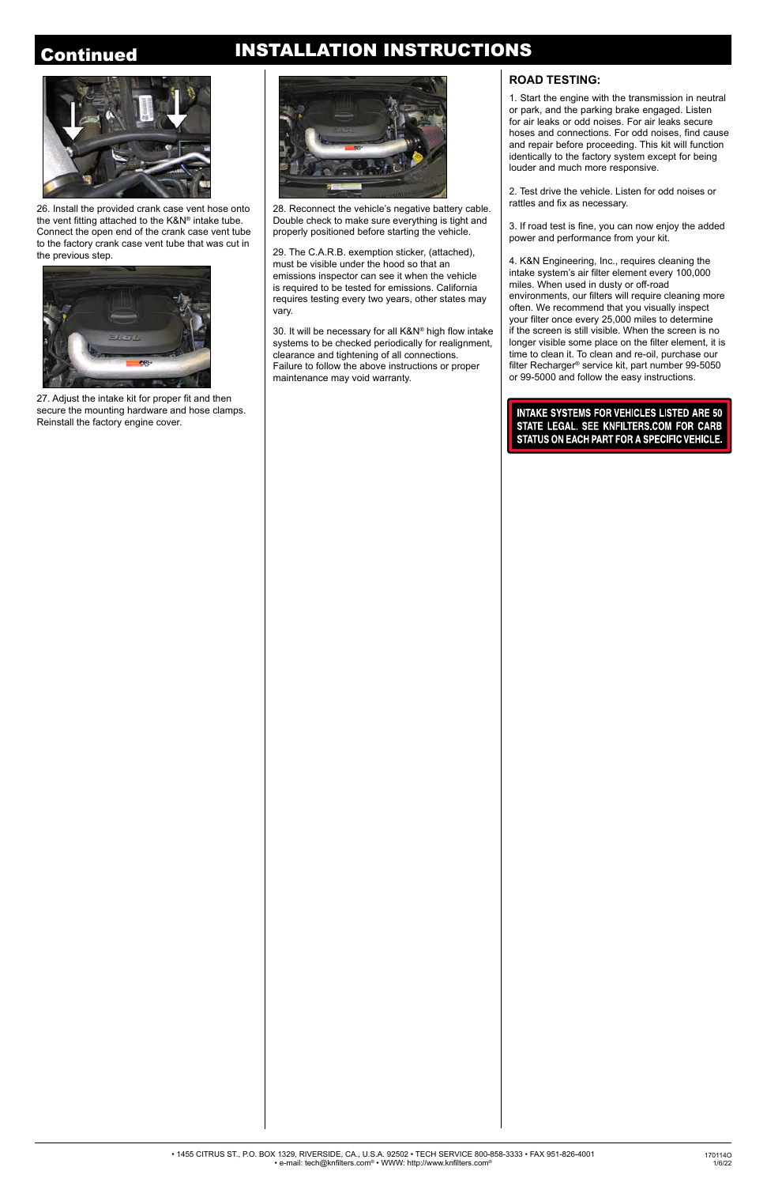# Continued INSTALLATION INSTRUCTIONS

26. Install the provided crank case vent hose onto the vent fitting attached to the K&N® intake tube. Connect the open end of the crank case vent hose to the factory crank case vent tube that was cut in the previous step.

27. Adjust the intake kit for proper fit and then secure the mounting hardware and hose clamps. Reinstall the factory engine cover.

28. Reconnect the vehicle's negative battery cable. Double check to make sure everything is tight and properly positioned before starting the vehicle.

29. The C.A.R.B. exemption sticker, (attached), must be visible under the hood so that an emissions inspector can see it when the vehicle is required to be tested for emissions. California requires testing every two years, other states may vary.

30. It will be necessary for all K&N® high flow intake systems to be checked periodically for realignment, clearance and tightening of all connections. Failure to follow the above instructions or proper maintenance may void warranty.

## ROAD TESTING:

1. Start the engine with the transmission in neutral or park, and the parking brake engaged. Listen for air leaks or odd noises. For air leaks secure hoses and connections. For odd noises, find cause and repair before proceeding. This kit will function identically to the factory system except for being louder and much more responsive.

2. Test drive the vehicle. Listen for odd noises or rattles and fix as necessary.

3. If road test is fine, you can now enjoy the added power and performance from your kit.

4. K&N Engineering, Inc., requires cleaning the intake system's air filter element every 100,000 miles. When used in dusty or off-road environments, our filters will require cleaning more often. We recommend that you visually inspect your filter once every 25,000 miles to determine if the screen is still visible. When the screen is no longer visible some place on the filter element, it is time to clean it. To clean and re-oil, purchase our filter Recharger® service kit, part number 99-5050 or 99-5000 and follow the easy instructions.

**INTAKE SYSTEMS FOR VEHICLES LISTED ARE 50 STATE LEGAL. SEE KNFILTERS.COM FOR CARB STATUS ON EACH PART FOR A SPECIFIC VEHICLE.**

• 1455 CITRUS ST., P.O. BOX 1329, RIVERSIDE, CA., U.S.A. 92502 • TECH SERVICE 800-858-3333 • FAX 951-826-4001
• e-mail: tech@knfilters.com® • WWW: http://www.knfilters.com®

170114O
1/6/22